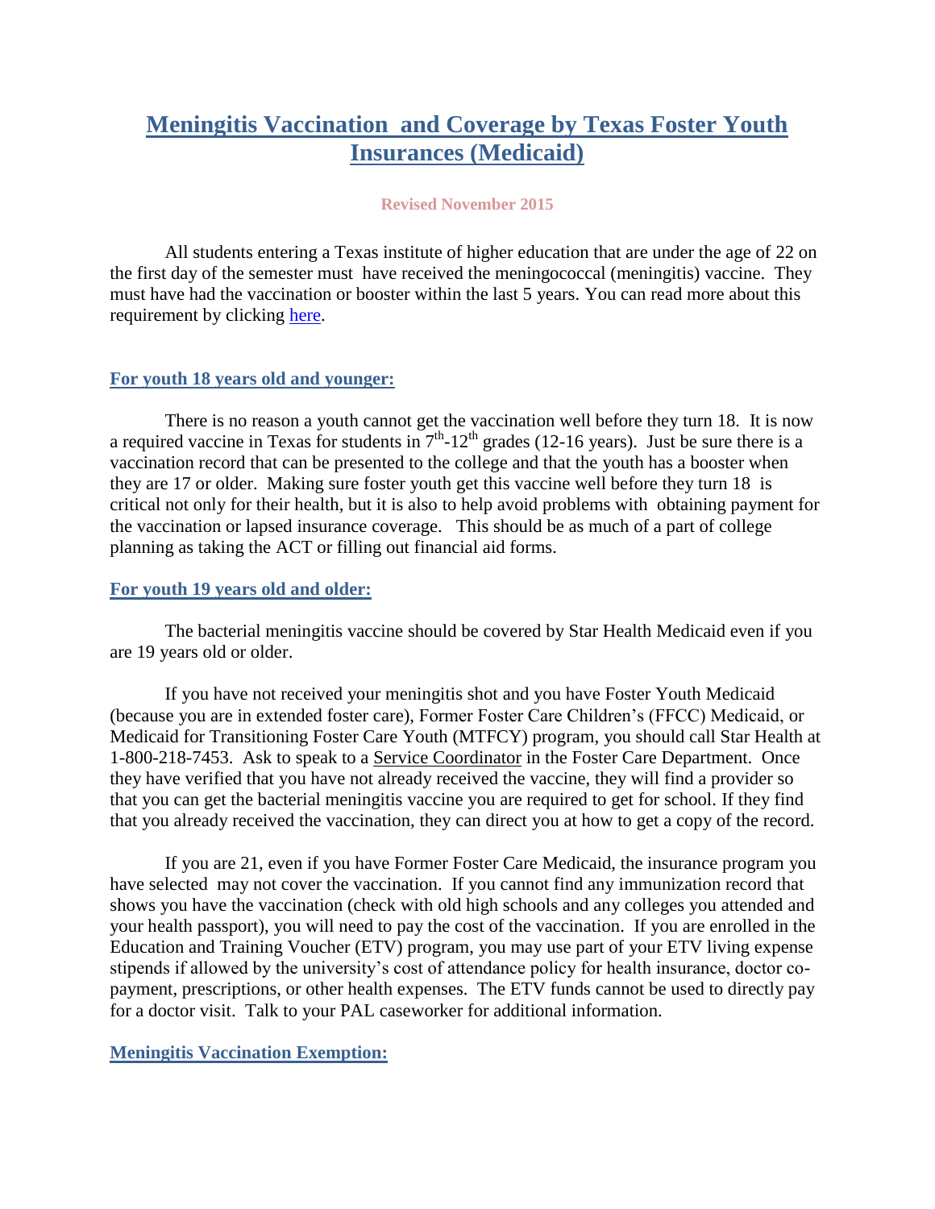# [Meningitis Vaccination and Coverage by Texas Foster Youth Insurances (Medicaid)]

**Revised November 2015**

All students entering a Texas institute of higher education that are under the age of 22 on the first day of the semester must have received the meningococcal (meningitis) vaccine. They must have had the vaccination or booster within the last 5 years. You can read more about this requirement by clicking here.

## For youth 18 years old and younger:

There is no reason a youth cannot get the vaccination well before they turn 18. It is now a required vaccine in Texas for students in 7th-12th grades (12-16 years). Just be sure there is a vaccination record that can be presented to the college and that the youth has a booster when they are 17 or older. Making sure foster youth get this vaccine well before they turn 18 is critical not only for their health, but it is also to help avoid problems with obtaining payment for the vaccination or lapsed insurance coverage. This should be as much of a part of college planning as taking the ACT or filling out financial aid forms.

## For youth 19 years old and older:

The bacterial meningitis vaccine should be covered by Star Health Medicaid even if you are 19 years old or older.

If you have not received your meningitis shot and you have Foster Youth Medicaid (because you are in extended foster care), Former Foster Care Children's (FFCC) Medicaid, or Medicaid for Transitioning Foster Care Youth (MTFCY) program, you should call Star Health at 1-800-218-7453. Ask to speak to a Service Coordinator in the Foster Care Department. Once they have verified that you have not already received the vaccine, they will find a provider so that you can get the bacterial meningitis vaccine you are required to get for school. If they find that you already received the vaccination, they can direct you at how to get a copy of the record.

If you are 21, even if you have Former Foster Care Medicaid, the insurance program you have selected may not cover the vaccination. If you cannot find any immunization record that shows you have the vaccination (check with old high schools and any colleges you attended and your health passport), you will need to pay the cost of the vaccination. If you are enrolled in the Education and Training Voucher (ETV) program, you may use part of your ETV living expense stipends if allowed by the university's cost of attendance policy for health insurance, doctor co-payment, prescriptions, or other health expenses. The ETV funds cannot be used to directly pay for a doctor visit. Talk to your PAL caseworker for additional information.

## Meningitis Vaccination Exemption: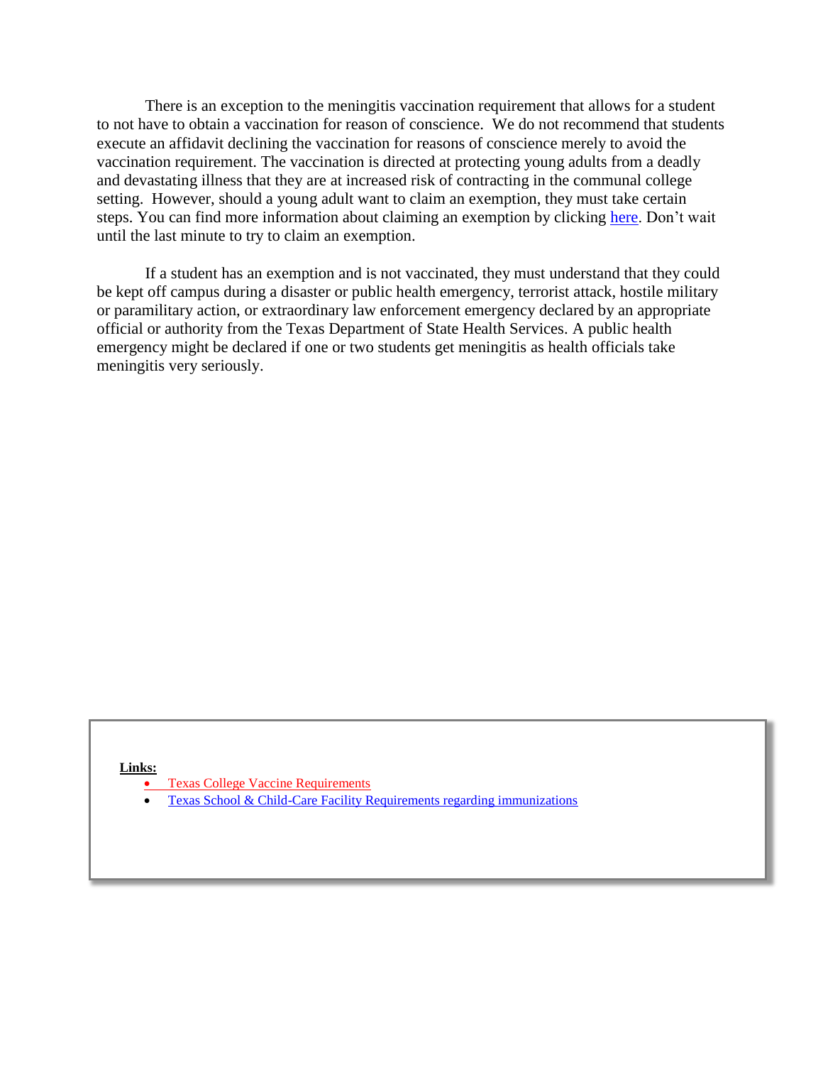There is an exception to the meningitis vaccination requirement that allows for a student to not have to obtain a vaccination for reason of conscience. We do not recommend that students execute an affidavit declining the vaccination for reasons of conscience merely to avoid the vaccination requirement. The vaccination is directed at protecting young adults from a deadly and devastating illness that they are at increased risk of contracting in the communal college setting. However, should a young adult want to claim an exemption, they must take certain steps. You can find more information about claiming an exemption by clicking here. Don't wait until the last minute to try to claim an exemption.

If a student has an exemption and is not vaccinated, they must understand that they could be kept off campus during a disaster or public health emergency, terrorist attack, hostile military or paramilitary action, or extraordinary law enforcement emergency declared by an appropriate official or authority from the Texas Department of State Health Services. A public health emergency might be declared if one or two students get meningitis as health officials take meningitis very seriously.

**Links:**

- Texas College Vaccine Requirements
- Texas School & Child-Care Facility Requirements regarding immunizations